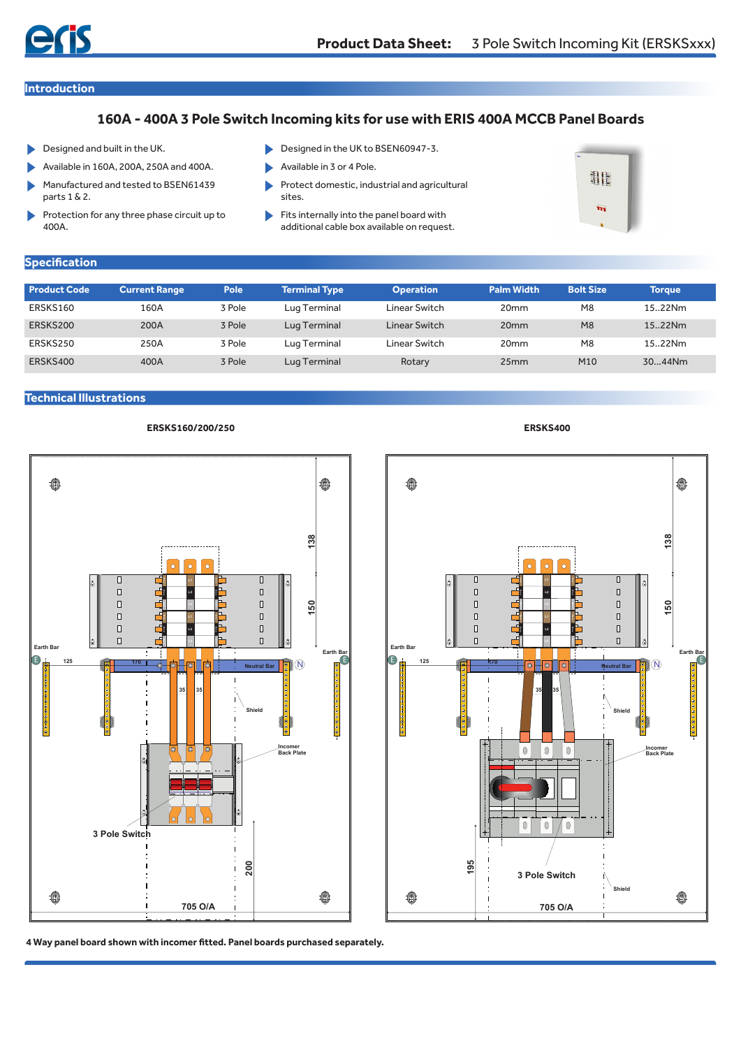**Product Data Sheet:** 3 Pole Switch Incoming Kit (ERSKSxxx)

## Introduction

### 160A - 400A 3 Pole Switch Incoming kits for use with ERIS 400A MCCB Panel Boards

- Designed and built in the UK.
- Available in 160A, 200A, 250A and 400A.
- Manufactured and tested to BSEN61439 parts 1 & 2.
- Protection for any three phase circuit up to 400A.
- Designed in the UK to BSEN60947-3.
- Available in 3 or 4 Pole.
- Protect domestic, industrial and agricultural sites.
- Fits internally into the panel board with additional cable box available on request.

## Specification

| Product Code | Current Range | Pole | Terminal Type | Operation | Palm Width | Bolt Size | Torque |
|---|---|---|---|---|---|---|---|
| ERSKS160 | 160A | 3 Pole | Lug Terminal | Linear Switch | 20mm | M8 | 15..22Nm |
| ERSKS200 | 200A | 3 Pole | Lug Terminal | Linear Switch | 20mm | M8 | 15..22Nm |
| ERSKS250 | 250A | 3 Pole | Lug Terminal | Linear Switch | 20mm | M8 | 15..22Nm |
| ERSKS400 | 400A | 3 Pole | Lug Terminal | Rotary | 25mm | M10 | 30...44Nm |

## Technical Illustrations

ERSKS160/200/250

ERSKS400

4 Way panel board shown with incomer fitted. Panel boards purchased separately.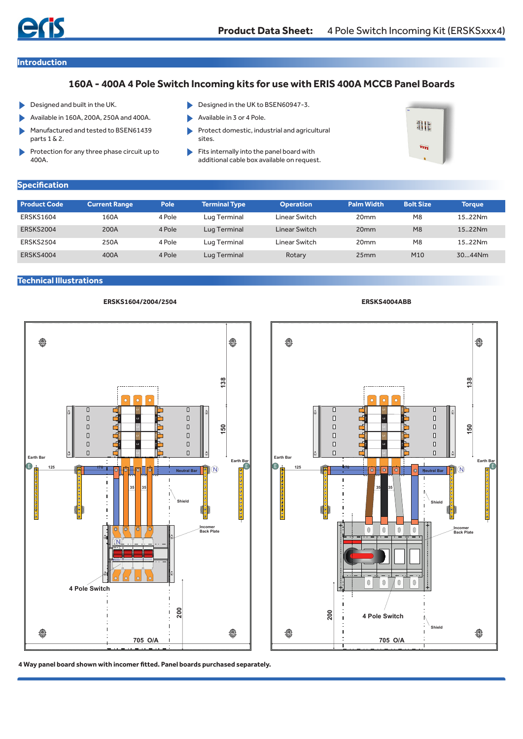Product Data Sheet: 4 Pole Switch Incoming Kit (ERSKSxxx4)

## Introduction

### 160A - 400A 4 Pole Switch Incoming kits for use with ERIS 400A MCCB Panel Boards

- Designed and built in the UK.
- Available in 160A, 200A, 250A and 400A.
- Manufactured and tested to BSEN61439 parts 1 & 2.
- Protection for any three phase circuit up to 400A.
- Designed in the UK to BSEN60947-3.
- Available in 3 or 4 Pole.
- Protect domestic, industrial and agricultural sites.
- Fits internally into the panel board with additional cable box available on request.

## Specification

| Product Code | Current Range | Pole | Terminal Type | Operation | Palm Width | Bolt Size | Torque |
|---|---|---|---|---|---|---|---|
| ERSKS1604 | 160A | 4 Pole | Lug Terminal | Linear Switch | 20mm | M8 | 15..22Nm |
| ERSKS2004 | 200A | 4 Pole | Lug Terminal | Linear Switch | 20mm | M8 | 15..22Nm |
| ERSKS2504 | 250A | 4 Pole | Lug Terminal | Linear Switch | 20mm | M8 | 15..22Nm |
| ERSKS4004 | 400A | 4 Pole | Lug Terminal | Rotary | 25mm | M10 | 30...44Nm |

## Technical Illustrations

**ERSKS1604/2004/2504**

138
150
Earth Bar
Earth Bar
125
170
Neutral Bar
35
35
Shield
Incomer Back Plate
4 Pole Switch
200
705 O/A

**ERSKS4004ABB**

138
150
Earth Bar
Earth Bar
125
170
Neutral Bar
35
35
Shield
Incomer Back Plate
200
4 Pole Switch
Shield
705 O/A

**4 Way panel board shown with incomer fitted. Panel boards purchased separately.**